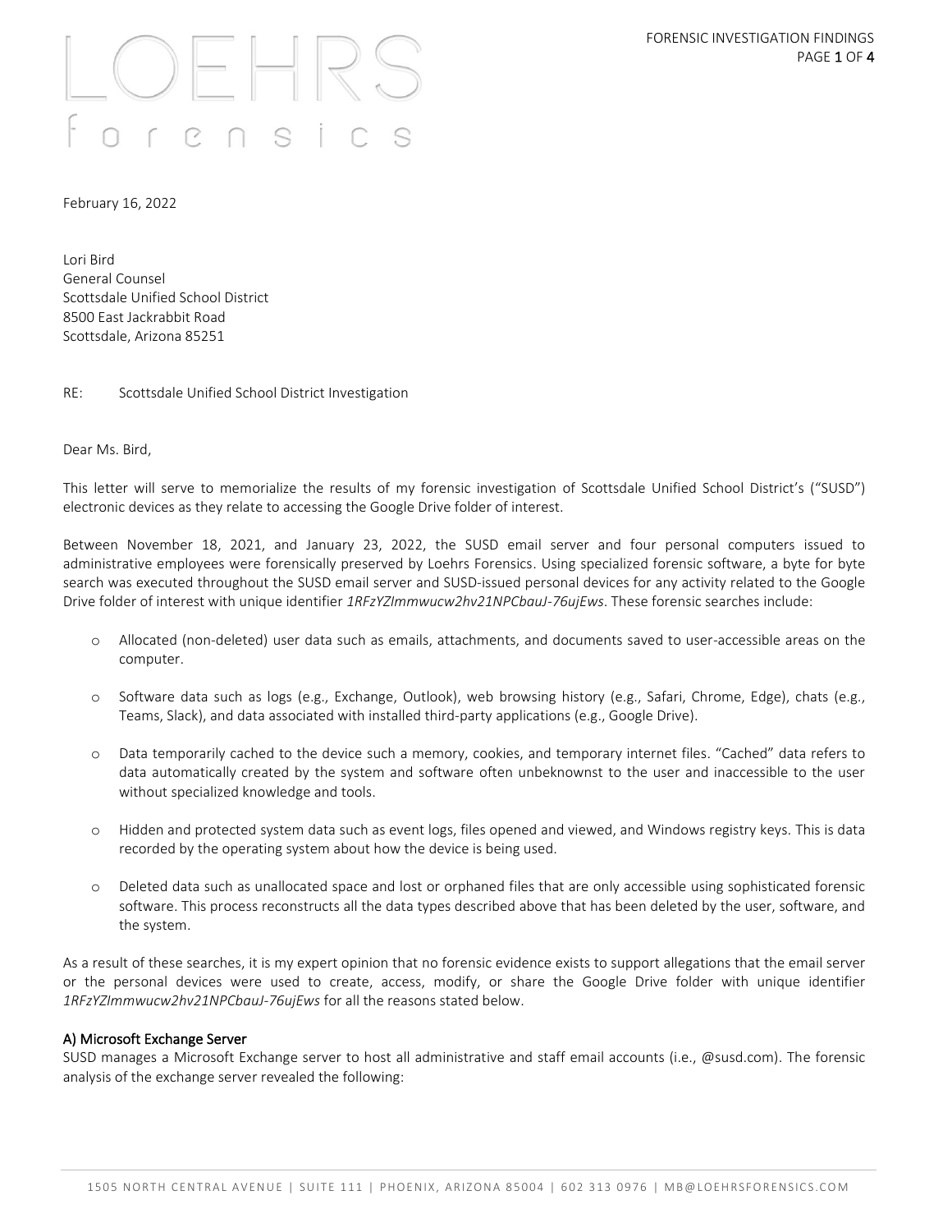February 16, 2022

Lori Bird
General Counsel
Scottsdale Unified School District
8500 East Jackrabbit Road
Scottsdale, Arizona 85251

RE: Scottsdale Unified School District Investigation

Dear Ms. Bird,

This letter will serve to memorialize the results of my forensic investigation of Scottsdale Unified School District's ("SUSD") electronic devices as they relate to accessing the Google Drive folder of interest.

Between November 18, 2021, and January 23, 2022, the SUSD email server and four personal computers issued to administrative employees were forensically preserved by Loehrs Forensics. Using specialized forensic software, a byte for byte search was executed throughout the SUSD email server and SUSD-issued personal devices for any activity related to the Google Drive folder of interest with unique identifier *1RFzYZImmwucw2hv21NPCbauJ-76ujEws*. These forensic searches include:

- Allocated (non-deleted) user data such as emails, attachments, and documents saved to user-accessible areas on the computer.
- Software data such as logs (e.g., Exchange, Outlook), web browsing history (e.g., Safari, Chrome, Edge), chats (e.g., Teams, Slack), and data associated with installed third-party applications (e.g., Google Drive).
- Data temporarily cached to the device such a memory, cookies, and temporary internet files. "Cached" data refers to data automatically created by the system and software often unbeknownst to the user and inaccessible to the user without specialized knowledge and tools.
- Hidden and protected system data such as event logs, files opened and viewed, and Windows registry keys. This is data recorded by the operating system about how the device is being used.
- Deleted data such as unallocated space and lost or orphaned files that are only accessible using sophisticated forensic software. This process reconstructs all the data types described above that has been deleted by the user, software, and the system.

As a result of these searches, it is my expert opinion that no forensic evidence exists to support allegations that the email server or the personal devices were used to create, access, modify, or share the Google Drive folder with unique identifier *1RFzYZImmwucw2hv21NPCbauJ-76ujEws* for all the reasons stated below.

## A) Microsoft Exchange Server

SUSD manages a Microsoft Exchange server to host all administrative and staff email accounts (i.e., @susd.com). The forensic analysis of the exchange server revealed the following: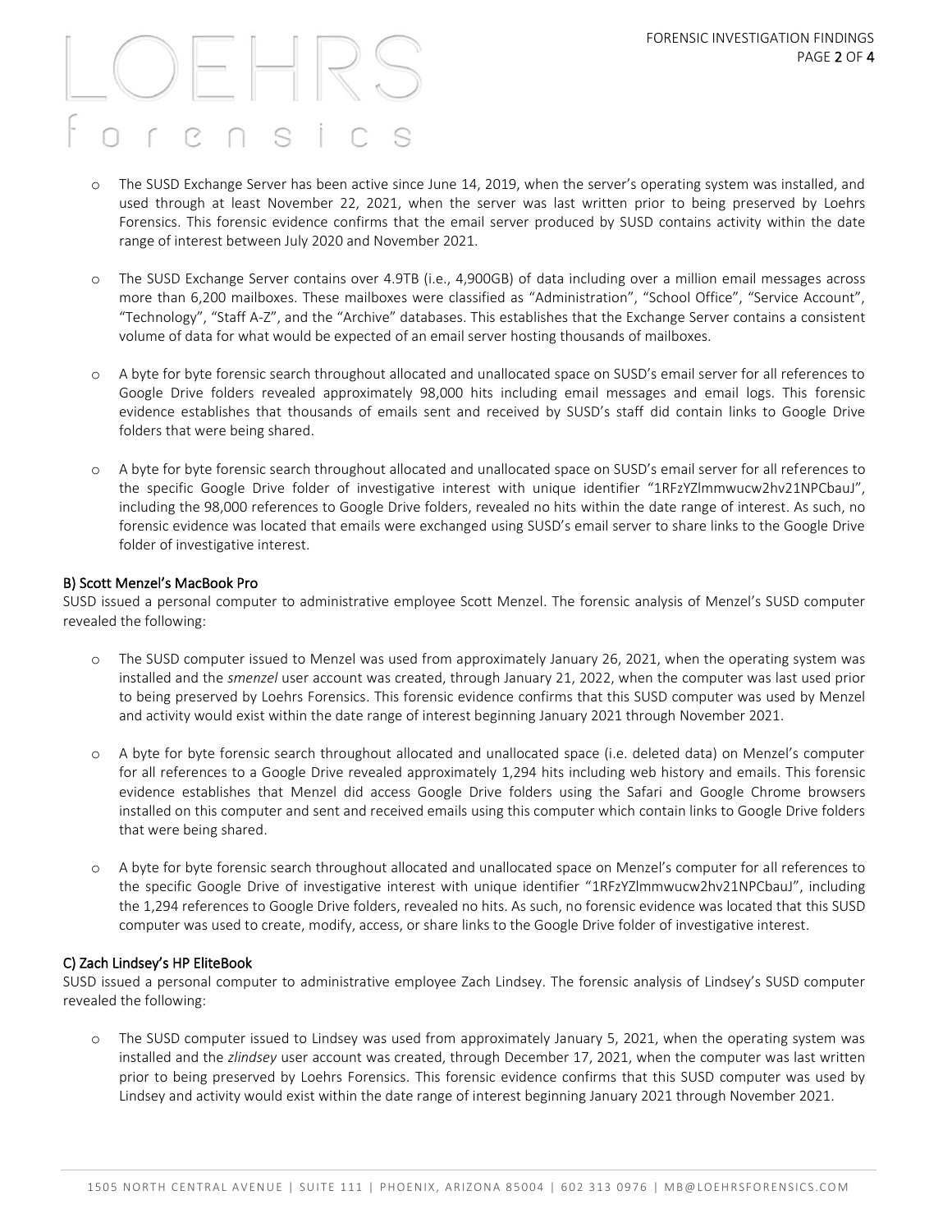- The SUSD Exchange Server has been active since June 14, 2019, when the server's operating system was installed, and used through at least November 22, 2021, when the server was last written prior to being preserved by Loehrs Forensics. This forensic evidence confirms that the email server produced by SUSD contains activity within the date range of interest between July 2020 and November 2021.

- The SUSD Exchange Server contains over 4.9TB (i.e., 4,900GB) of data including over a million email messages across more than 6,200 mailboxes. These mailboxes were classified as "Administration", "School Office", "Service Account", "Technology", "Staff A-Z", and the "Archive" databases. This establishes that the Exchange Server contains a consistent volume of data for what would be expected of an email server hosting thousands of mailboxes.

- A byte for byte forensic search throughout allocated and unallocated space on SUSD's email server for all references to Google Drive folders revealed approximately 98,000 hits including email messages and email logs. This forensic evidence establishes that thousands of emails sent and received by SUSD's staff did contain links to Google Drive folders that were being shared.

- A byte for byte forensic search throughout allocated and unallocated space on SUSD's email server for all references to the specific Google Drive folder of investigative interest with unique identifier "1RFzYZlmmwucw2hv21NPCbauJ", including the 98,000 references to Google Drive folders, revealed no hits within the date range of interest. As such, no forensic evidence was located that emails were exchanged using SUSD's email server to share links to the Google Drive folder of investigative interest.

**B) Scott Menzel's MacBook Pro**

SUSD issued a personal computer to administrative employee Scott Menzel. The forensic analysis of Menzel's SUSD computer revealed the following:

- The SUSD computer issued to Menzel was used from approximately January 26, 2021, when the operating system was installed and the *smenzel* user account was created, through January 21, 2022, when the computer was last used prior to being preserved by Loehrs Forensics. This forensic evidence confirms that this SUSD computer was used by Menzel and activity would exist within the date range of interest beginning January 2021 through November 2021.

- A byte for byte forensic search throughout allocated and unallocated space (i.e. deleted data) on Menzel's computer for all references to a Google Drive revealed approximately 1,294 hits including web history and emails. This forensic evidence establishes that Menzel did access Google Drive folders using the Safari and Google Chrome browsers installed on this computer and sent and received emails using this computer which contain links to Google Drive folders that were being shared.

- A byte for byte forensic search throughout allocated and unallocated space on Menzel's computer for all references to the specific Google Drive of investigative interest with unique identifier "1RFzYZlmmwucw2hv21NPCbauJ", including the 1,294 references to Google Drive folders, revealed no hits. As such, no forensic evidence was located that this SUSD computer was used to create, modify, access, or share links to the Google Drive folder of investigative interest.

**C) Zach Lindsey's HP EliteBook**

SUSD issued a personal computer to administrative employee Zach Lindsey. The forensic analysis of Lindsey's SUSD computer revealed the following:

- The SUSD computer issued to Lindsey was used from approximately January 5, 2021, when the operating system was installed and the *zlindsey* user account was created, through December 17, 2021, when the computer was last written prior to being preserved by Loehrs Forensics. This forensic evidence confirms that this SUSD computer was used by Lindsey and activity would exist within the date range of interest beginning January 2021 through November 2021.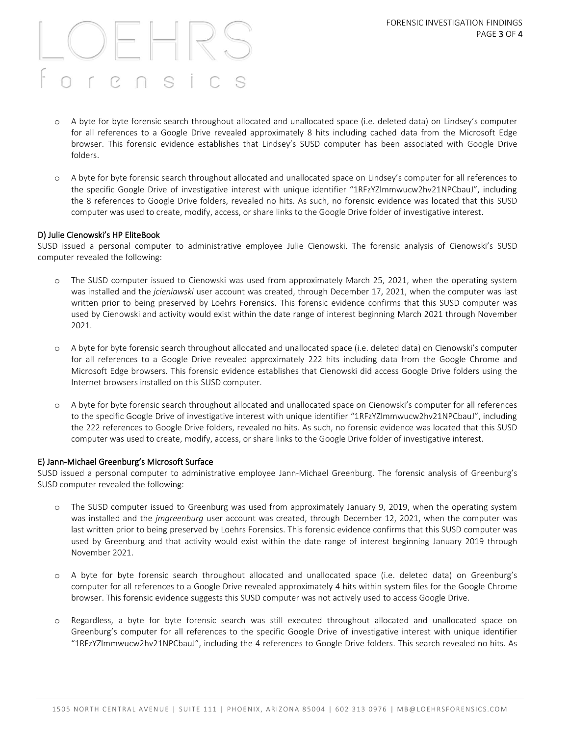- A byte for byte forensic search throughout allocated and unallocated space (i.e. deleted data) on Lindsey's computer for all references to a Google Drive revealed approximately 8 hits including cached data from the Microsoft Edge browser. This forensic evidence establishes that Lindsey's SUSD computer has been associated with Google Drive folders.

- A byte for byte forensic search throughout allocated and unallocated space on Lindsey's computer for all references to the specific Google Drive of investigative interest with unique identifier "1RFzYZlmmwucw2hv21NPCbauJ", including the 8 references to Google Drive folders, revealed no hits. As such, no forensic evidence was located that this SUSD computer was used to create, modify, access, or share links to the Google Drive folder of investigative interest.

**D) Julie Cienowski's HP EliteBook**

SUSD issued a personal computer to administrative employee Julie Cienowski. The forensic analysis of Cienowski's SUSD computer revealed the following:

- The SUSD computer issued to Cienowski was used from approximately March 25, 2021, when the operating system was installed and the *jcieniawski* user account was created, through December 17, 2021, when the computer was last written prior to being preserved by Loehrs Forensics. This forensic evidence confirms that this SUSD computer was used by Cienowski and activity would exist within the date range of interest beginning March 2021 through November 2021.

- A byte for byte forensic search throughout allocated and unallocated space (i.e. deleted data) on Cienowski's computer for all references to a Google Drive revealed approximately 222 hits including data from the Google Chrome and Microsoft Edge browsers. This forensic evidence establishes that Cienowski did access Google Drive folders using the Internet browsers installed on this SUSD computer.

- A byte for byte forensic search throughout allocated and unallocated space on Cienowski's computer for all references to the specific Google Drive of investigative interest with unique identifier "1RFzYZlmmwucw2hv21NPCbauJ", including the 222 references to Google Drive folders, revealed no hits. As such, no forensic evidence was located that this SUSD computer was used to create, modify, access, or share links to the Google Drive folder of investigative interest.

**E) Jann-Michael Greenburg's Microsoft Surface**

SUSD issued a personal computer to administrative employee Jann-Michael Greenburg. The forensic analysis of Greenburg's SUSD computer revealed the following:

- The SUSD computer issued to Greenburg was used from approximately January 9, 2019, when the operating system was installed and the *jmgreenburg* user account was created, through December 12, 2021, when the computer was last written prior to being preserved by Loehrs Forensics. This forensic evidence confirms that this SUSD computer was used by Greenburg and that activity would exist within the date range of interest beginning January 2019 through November 2021.

- A byte for byte forensic search throughout allocated and unallocated space (i.e. deleted data) on Greenburg's computer for all references to a Google Drive revealed approximately 4 hits within system files for the Google Chrome browser. This forensic evidence suggests this SUSD computer was not actively used to access Google Drive.

- Regardless, a byte for byte forensic search was still executed throughout allocated and unallocated space on Greenburg's computer for all references to the specific Google Drive of investigative interest with unique identifier "1RFzYZlmmwucw2hv21NPCbauJ", including the 4 references to Google Drive folders. This search revealed no hits. As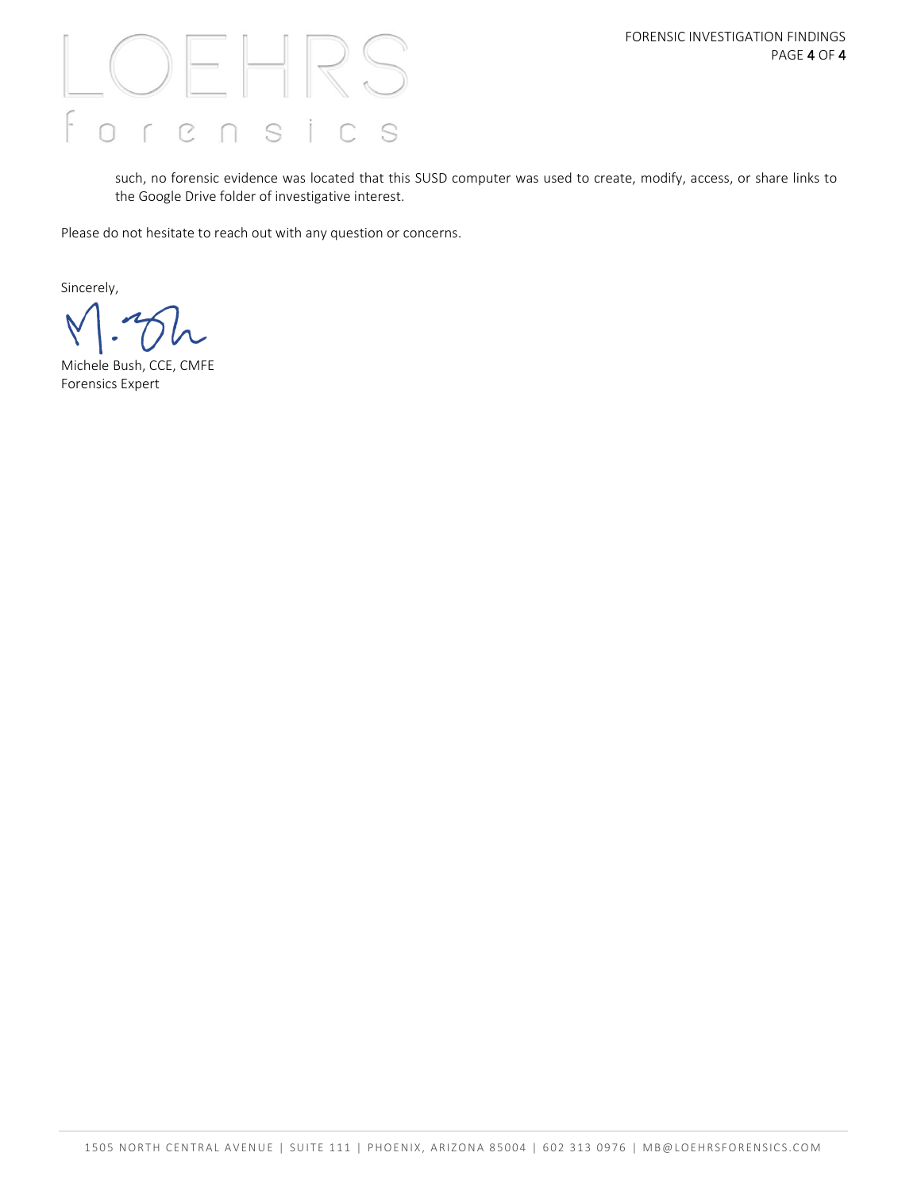such, no forensic evidence was located that this SUSD computer was used to create, modify, access, or share links to the Google Drive folder of investigative interest.

Please do not hesitate to reach out with any question or concerns.

Sincerely,

Michele Bush, CCE, CMFE
Forensics Expert